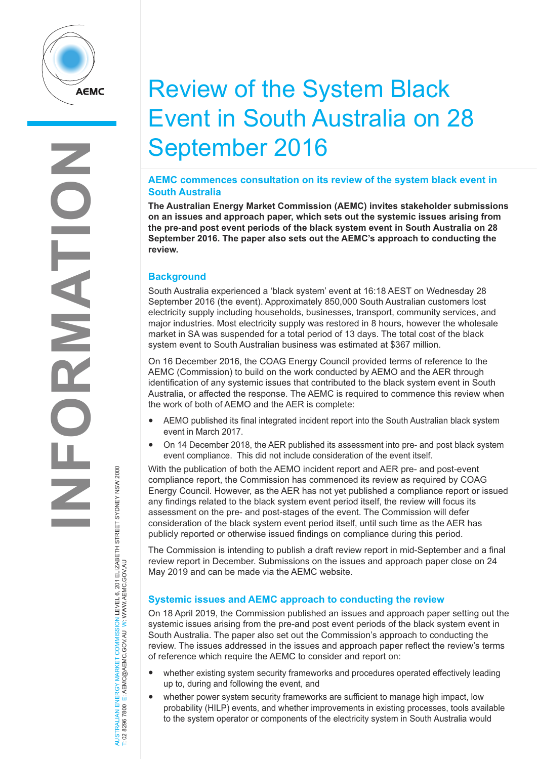# Review of the System Black Event in South Australia on 28 September 2016

## AEMC commences consultation on its review of the system black event in South Australia

**The Australian Energy Market Commission (AEMC) invites stakeholder submissions on an issues and approach paper, which sets out the systemic issues arising from the pre-and post event periods of the black system event in South Australia on 28 September 2016. The paper also sets out the AEMC's approach to conducting the review.**

### Background

South Australia experienced a 'black system' event at 16:18 AEST on Wednesday 28 September 2016 (the event). Approximately 850,000 South Australian customers lost electricity supply including households, businesses, transport, community services, and major industries. Most electricity supply was restored in 8 hours, however the wholesale market in SA was suspended for a total period of 13 days. The total cost of the black system event to South Australian business was estimated at $367 million.

On 16 December 2016, the COAG Energy Council provided terms of reference to the AEMC (Commission) to build on the work conducted by AEMO and the AER through identification of any systemic issues that contributed to the black system event in South Australia, or affected the response. The AEMC is required to commence this review when the work of both of AEMO and the AER is complete:

- AEMO published its final integrated incident report into the South Australian black system event in March 2017.
- On 14 December 2018, the AER published its assessment into pre- and post black system event compliance. This did not include consideration of the event itself.

With the publication of both the AEMO incident report and AER pre- and post-event compliance report, the Commission has commenced its review as required by COAG Energy Council. However, as the AER has not yet published a compliance report or issued any findings related to the black system event period itself, the review will focus its assessment on the pre- and post-stages of the event. The Commission will defer consideration of the black system event period itself, until such time as the AER has publicly reported or otherwise issued findings on compliance during this period.

The Commission is intending to publish a draft review report in mid-September and a final review report in December. Submissions on the issues and approach paper close on 24 May 2019 and can be made via the AEMC website.

### Systemic issues and AEMC approach to conducting the review

On 18 April 2019, the Commission published an issues and approach paper setting out the systemic issues arising from the pre-and post event periods of the black system event in South Australia. The paper also set out the Commission's approach to conducting the review. The issues addressed in the issues and approach paper reflect the review's terms of reference which require the AEMC to consider and report on:

- whether existing system security frameworks and procedures operated effectively leading up to, during and following the event, and
- whether power system security frameworks are sufficient to manage high impact, low probability (HILP) events, and whether improvements in existing processes, tools available to the system operator or components of the electricity system in South Australia would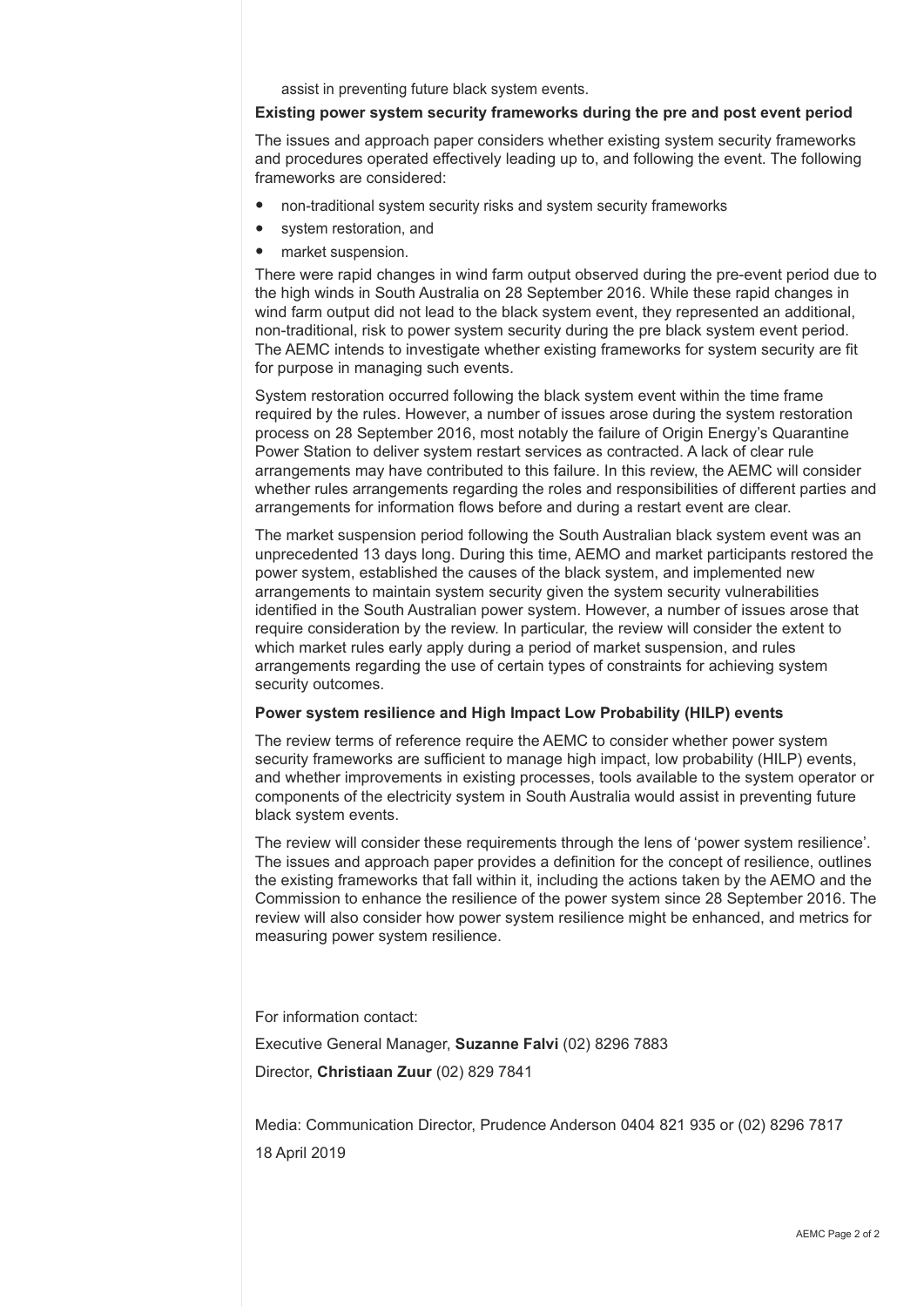assist in preventing future black system events.

**Existing power system security frameworks during the pre and post event period**

The issues and approach paper considers whether existing system security frameworks and procedures operated effectively leading up to, and following the event. The following frameworks are considered:

- non-traditional system security risks and system security frameworks
- system restoration, and
- market suspension.

There were rapid changes in wind farm output observed during the pre-event period due to the high winds in South Australia on 28 September 2016. While these rapid changes in wind farm output did not lead to the black system event, they represented an additional, non-traditional, risk to power system security during the pre black system event period. The AEMC intends to investigate whether existing frameworks for system security are fit for purpose in managing such events.

System restoration occurred following the black system event within the time frame required by the rules. However, a number of issues arose during the system restoration process on 28 September 2016, most notably the failure of Origin Energy's Quarantine Power Station to deliver system restart services as contracted. A lack of clear rule arrangements may have contributed to this failure. In this review, the AEMC will consider whether rules arrangements regarding the roles and responsibilities of different parties and arrangements for information flows before and during a restart event are clear.

The market suspension period following the South Australian black system event was an unprecedented 13 days long. During this time, AEMO and market participants restored the power system, established the causes of the black system, and implemented new arrangements to maintain system security given the system security vulnerabilities identified in the South Australian power system. However, a number of issues arose that require consideration by the review. In particular, the review will consider the extent to which market rules early apply during a period of market suspension, and rules arrangements regarding the use of certain types of constraints for achieving system security outcomes.

**Power system resilience and High Impact Low Probability (HILP) events**

The review terms of reference require the AEMC to consider whether power system security frameworks are sufficient to manage high impact, low probability (HILP) events, and whether improvements in existing processes, tools available to the system operator or components of the electricity system in South Australia would assist in preventing future black system events.

The review will consider these requirements through the lens of 'power system resilience'. The issues and approach paper provides a definition for the concept of resilience, outlines the existing frameworks that fall within it, including the actions taken by the AEMO and the Commission to enhance the resilience of the power system since 28 September 2016. The review will also consider how power system resilience might be enhanced, and metrics for measuring power system resilience.

For information contact:

Executive General Manager, **Suzanne Falvi** (02) 8296 7883

Director, **Christiaan Zuur** (02) 829 7841

Media: Communication Director, Prudence Anderson 0404 821 935 or (02) 8296 7817

18 April 2019